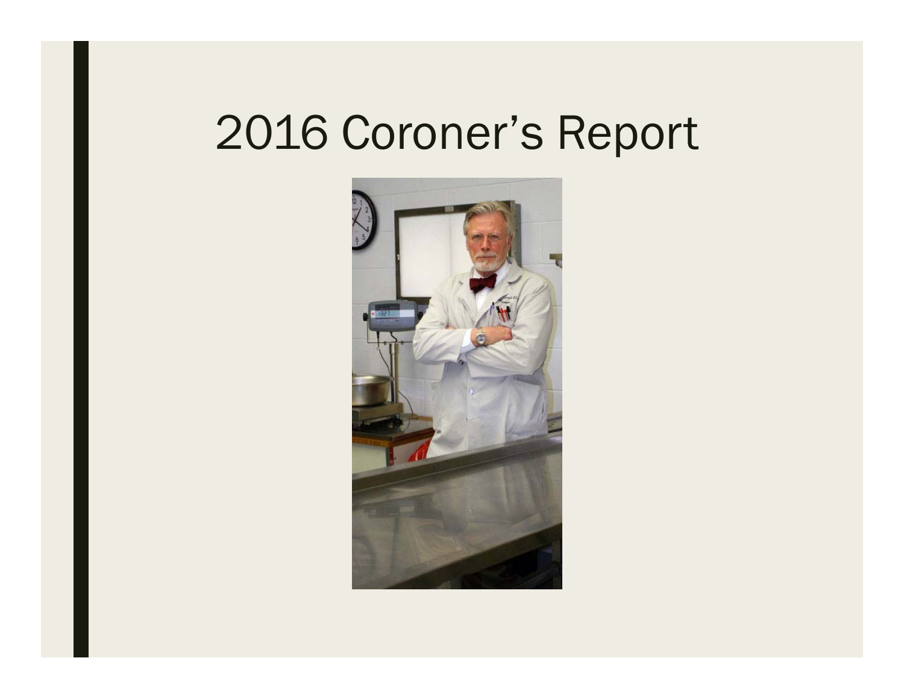# 2016 Coroner's Report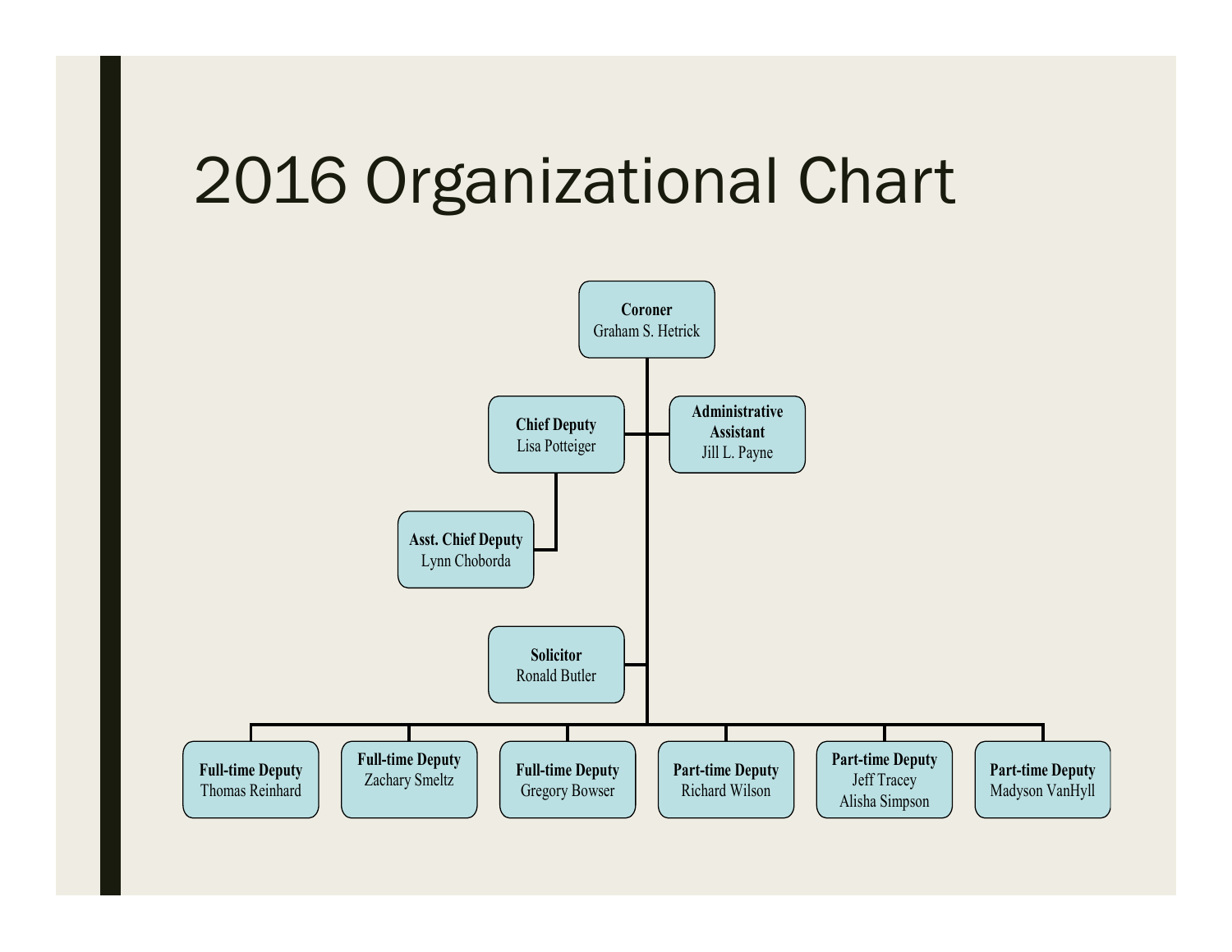# 2016 Organizational Chart

- **Coroner** – Graham S. Hetrick
  - **Chief Deputy** – Lisa Potteiger
    - **Asst. Chief Deputy** – Lynn Choborda
  - **Administrative Assistant** – Jill L. Payne
  - **Solicitor** – Ronald Butler
  - **Full-time Deputy** – Thomas Reinhard
  - **Full-time Deputy** – Zachary Smeltz
  - **Full-time Deputy** – Gregory Bowser
  - **Part-time Deputy** – Richard Wilson
  - **Part-time Deputy** – Jeff Tracey, Alisha Simpson
  - **Part-time Deputy** – Madyson VanHyll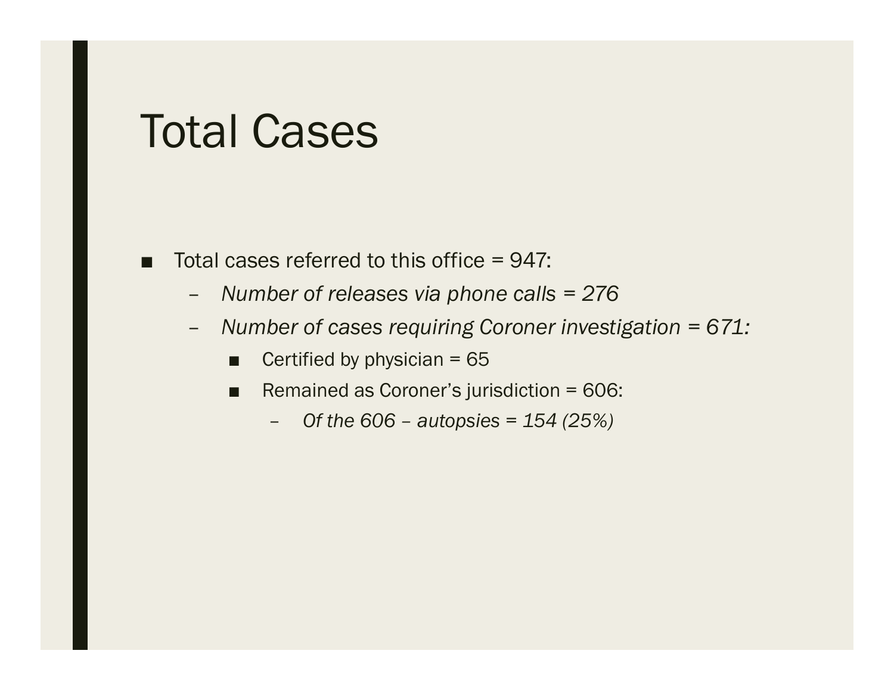# Total Cases

- Total cases referred to this office = 947:
  - *Number of releases via phone calls = 276*
  - *Number of cases requiring Coroner investigation = 671:*
    - Certified by physician = 65
    - Remained as Coroner's jurisdiction = 606:
      - *Of the 606 – autopsies = 154 (25%)*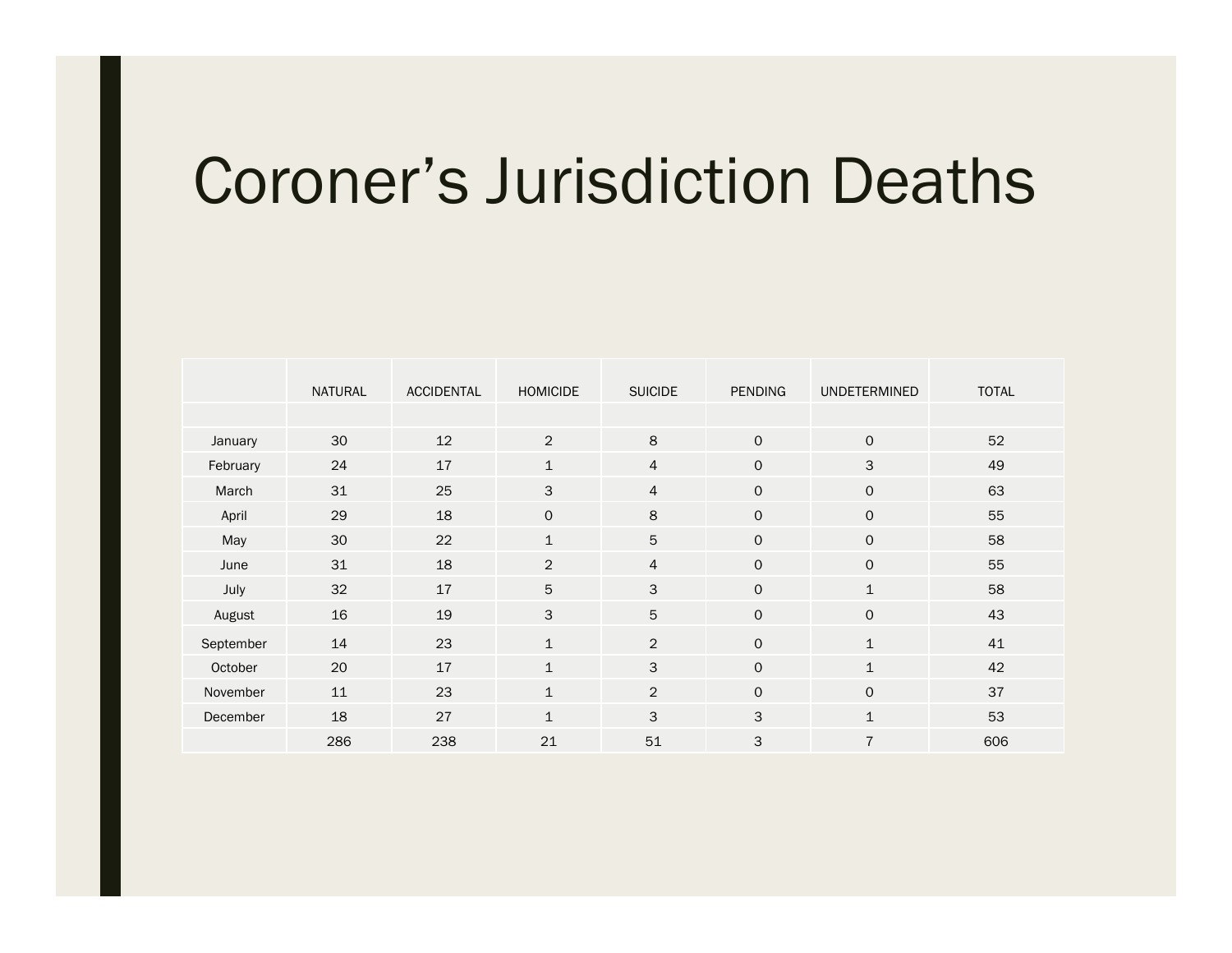# Coroner's Jurisdiction Deaths

| | NATURAL | ACCIDENTAL | HOMICIDE | SUICIDE | PENDING | UNDETERMINED | TOTAL |
|---|---|---|---|---|---|---|---|
| | | | | | | | |
| January | 30 | 12 | 2 | 8 | 0 | 0 | 52 |
| February | 24 | 17 | 1 | 4 | 0 | 3 | 49 |
| March | 31 | 25 | 3 | 4 | 0 | 0 | 63 |
| April | 29 | 18 | 0 | 8 | 0 | 0 | 55 |
| May | 30 | 22 | 1 | 5 | 0 | 0 | 58 |
| June | 31 | 18 | 2 | 4 | 0 | 0 | 55 |
| July | 32 | 17 | 5 | 3 | 0 | 1 | 58 |
| August | 16 | 19 | 3 | 5 | 0 | 0 | 43 |
| September | 14 | 23 | 1 | 2 | 0 | 1 | 41 |
| October | 20 | 17 | 1 | 3 | 0 | 1 | 42 |
| November | 11 | 23 | 1 | 2 | 0 | 0 | 37 |
| December | 18 | 27 | 1 | 3 | 3 | 1 | 53 |
| | 286 | 238 | 21 | 51 | 3 | 7 | 606 |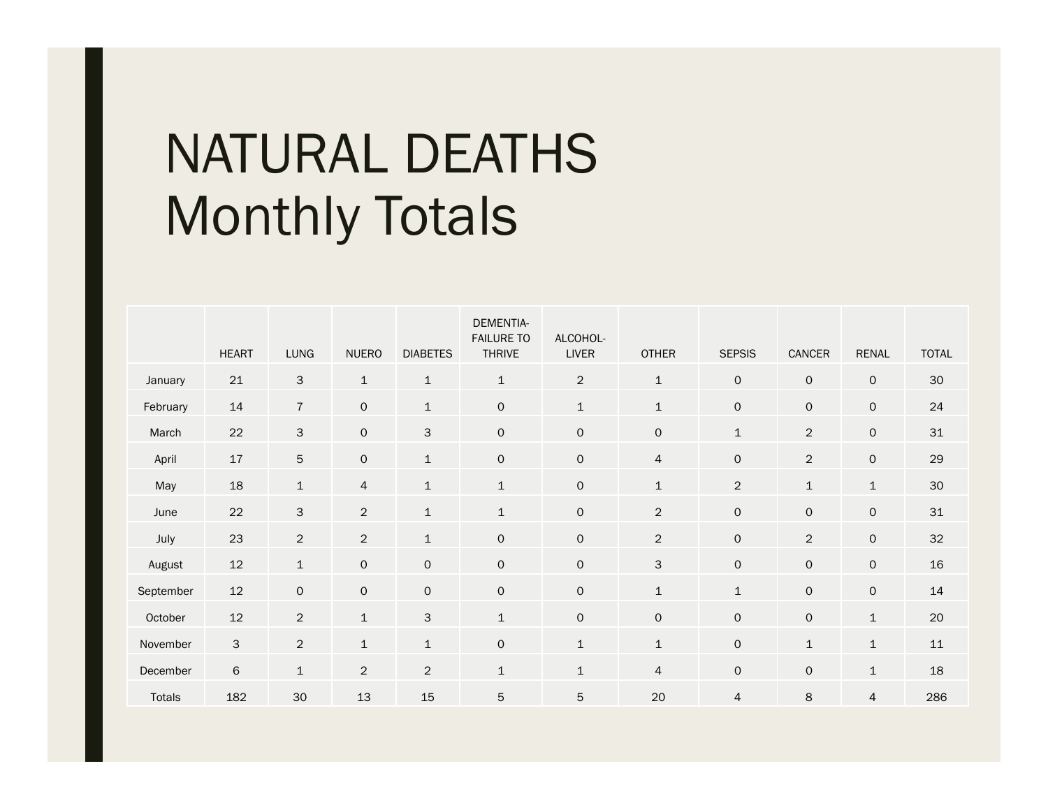# NATURAL DEATHS Monthly Totals

| | HEART | LUNG | NUERO | DIABETES | DEMENTIA-FAILURE TO THRIVE | ALCOHOL-LIVER | OTHER | SEPSIS | CANCER | RENAL | TOTAL |
|---|---|---|---|---|---|---|---|---|---|---|---|
| January | 21 | 3 | 1 | 1 | 1 | 2 | 1 | 0 | 0 | 0 | 30 |
| February | 14 | 7 | 0 | 1 | 0 | 1 | 1 | 0 | 0 | 0 | 24 |
| March | 22 | 3 | 0 | 3 | 0 | 0 | 0 | 1 | 2 | 0 | 31 |
| April | 17 | 5 | 0 | 1 | 0 | 0 | 4 | 0 | 2 | 0 | 29 |
| May | 18 | 1 | 4 | 1 | 1 | 0 | 1 | 2 | 1 | 1 | 30 |
| June | 22 | 3 | 2 | 1 | 1 | 0 | 2 | 0 | 0 | 0 | 31 |
| July | 23 | 2 | 2 | 1 | 0 | 0 | 2 | 0 | 2 | 0 | 32 |
| August | 12 | 1 | 0 | 0 | 0 | 0 | 3 | 0 | 0 | 0 | 16 |
| September | 12 | 0 | 0 | 0 | 0 | 0 | 1 | 1 | 0 | 0 | 14 |
| October | 12 | 2 | 1 | 3 | 1 | 0 | 0 | 0 | 0 | 1 | 20 |
| November | 3 | 2 | 1 | 1 | 0 | 1 | 1 | 0 | 1 | 1 | 11 |
| December | 6 | 1 | 2 | 2 | 1 | 1 | 4 | 0 | 0 | 1 | 18 |
| Totals | 182 | 30 | 13 | 15 | 5 | 5 | 20 | 4 | 8 | 4 | 286 |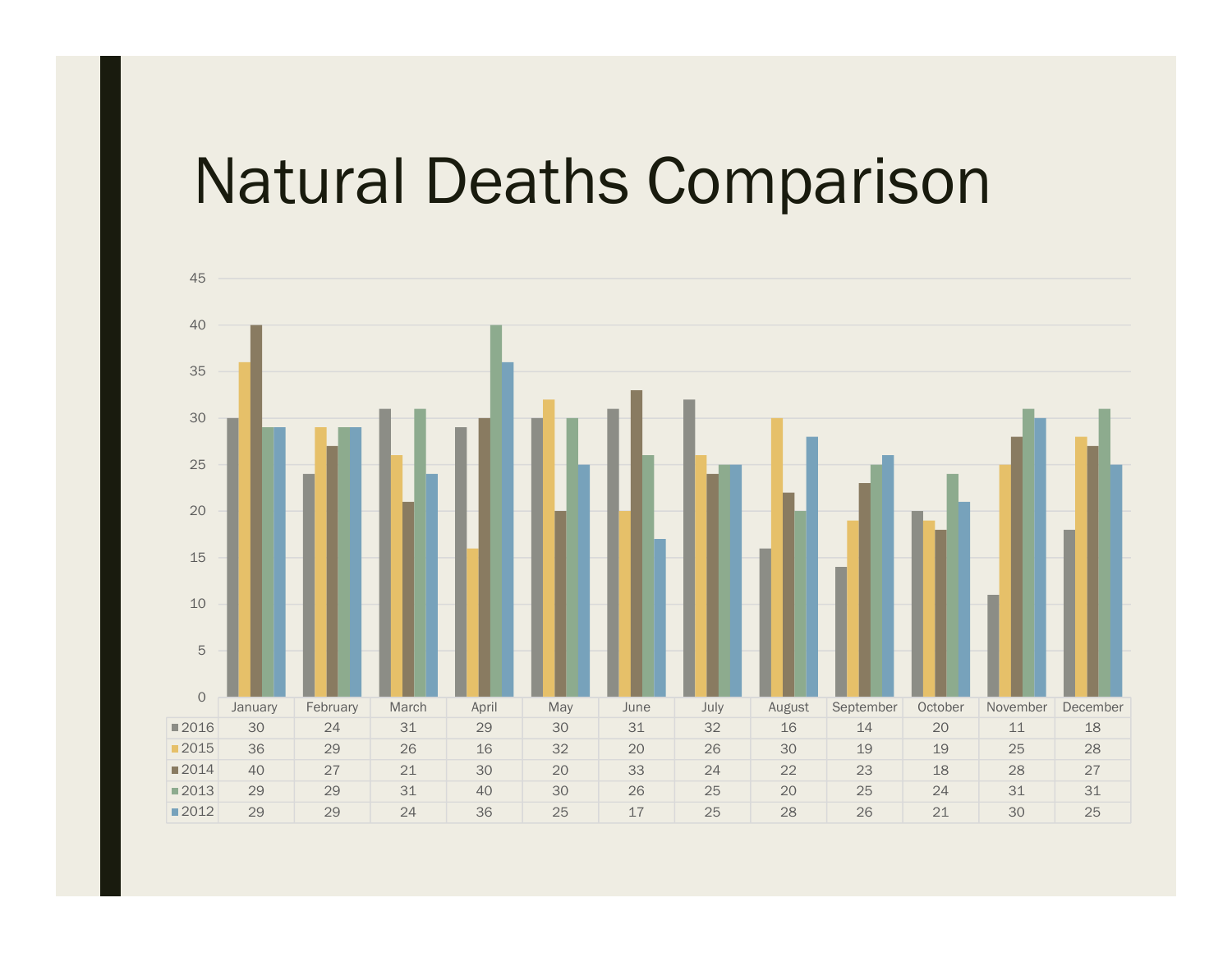# Natural Deaths Comparison

| | January | February | March | April | May | June | July | August | September | October | November | December |
|---|---|---|---|---|---|---|---|---|---|---|---|---|
| 2016 | 30 | 24 | 31 | 29 | 30 | 31 | 32 | 16 | 14 | 20 | 11 | 18 |
| 2015 | 36 | 29 | 26 | 16 | 32 | 20 | 26 | 30 | 19 | 19 | 25 | 28 |
| 2014 | 40 | 27 | 21 | 30 | 20 | 33 | 24 | 22 | 23 | 18 | 28 | 27 |
| 2013 | 29 | 29 | 31 | 40 | 30 | 26 | 25 | 20 | 25 | 24 | 31 | 31 |
| 2012 | 29 | 29 | 24 | 36 | 25 | 17 | 25 | 28 | 26 | 21 | 30 | 25 |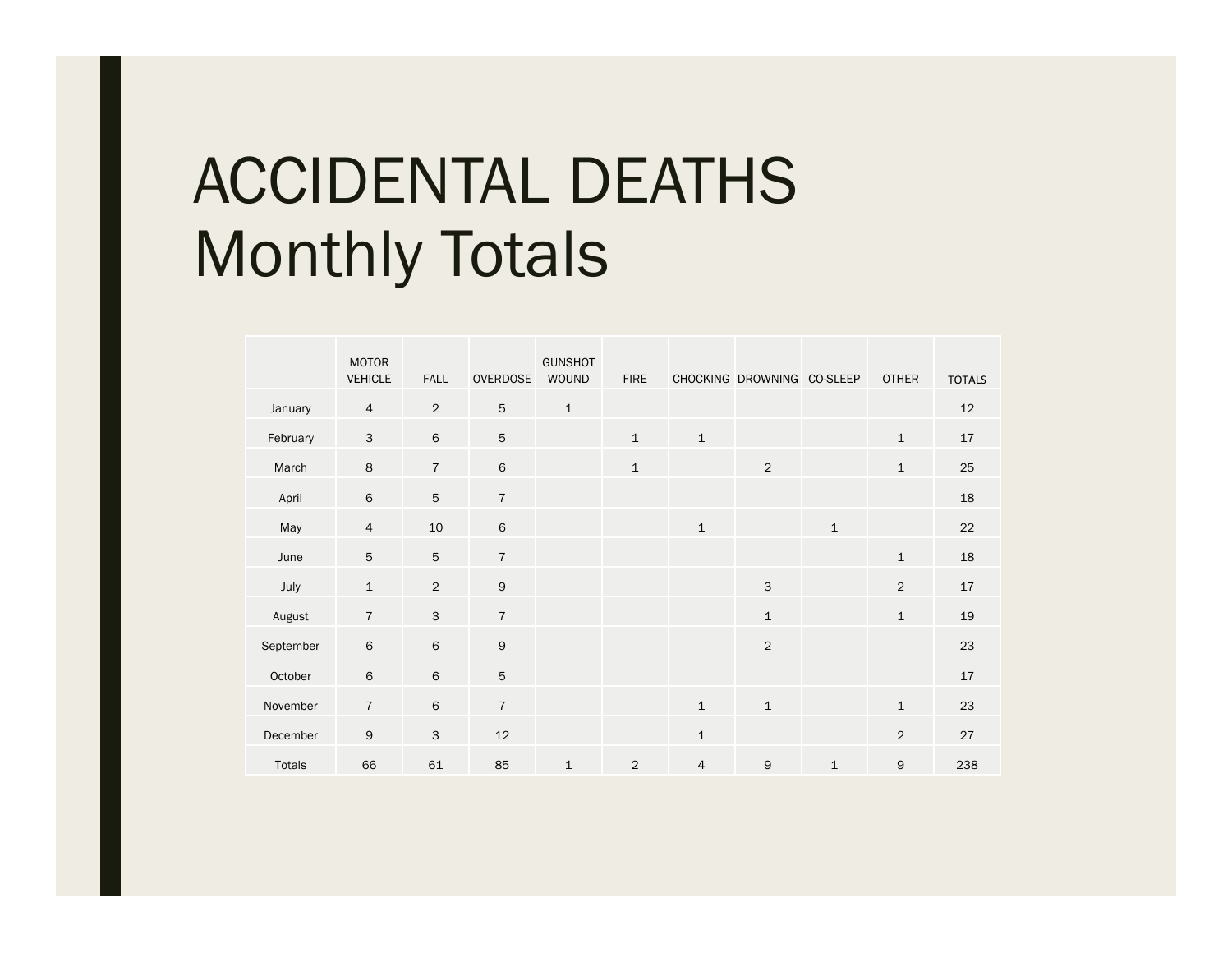# ACCIDENTAL DEATHS
# Monthly Totals

| | MOTOR VEHICLE | FALL | OVERDOSE | GUNSHOT WOUND | FIRE | CHOCKING | DROWNING | CO-SLEEP | OTHER | TOTALS |
|---|---|---|---|---|---|---|---|---|---|---|
| January | 4 | 2 | 5 | 1 | | | | | | 12 |
| February | 3 | 6 | 5 | | 1 | 1 | | | 1 | 17 |
| March | 8 | 7 | 6 | | 1 | | 2 | | 1 | 25 |
| April | 6 | 5 | 7 | | | | | | | 18 |
| May | 4 | 10 | 6 | | | 1 | | 1 | | 22 |
| June | 5 | 5 | 7 | | | | | | 1 | 18 |
| July | 1 | 2 | 9 | | | | 3 | | 2 | 17 |
| August | 7 | 3 | 7 | | | | 1 | | 1 | 19 |
| September | 6 | 6 | 9 | | | | 2 | | | 23 |
| October | 6 | 6 | 5 | | | | | | | 17 |
| November | 7 | 6 | 7 | | | 1 | 1 | | 1 | 23 |
| December | 9 | 3 | 12 | | | 1 | | | 2 | 27 |
| Totals | 66 | 61 | 85 | 1 | 2 | 4 | 9 | 1 | 9 | 238 |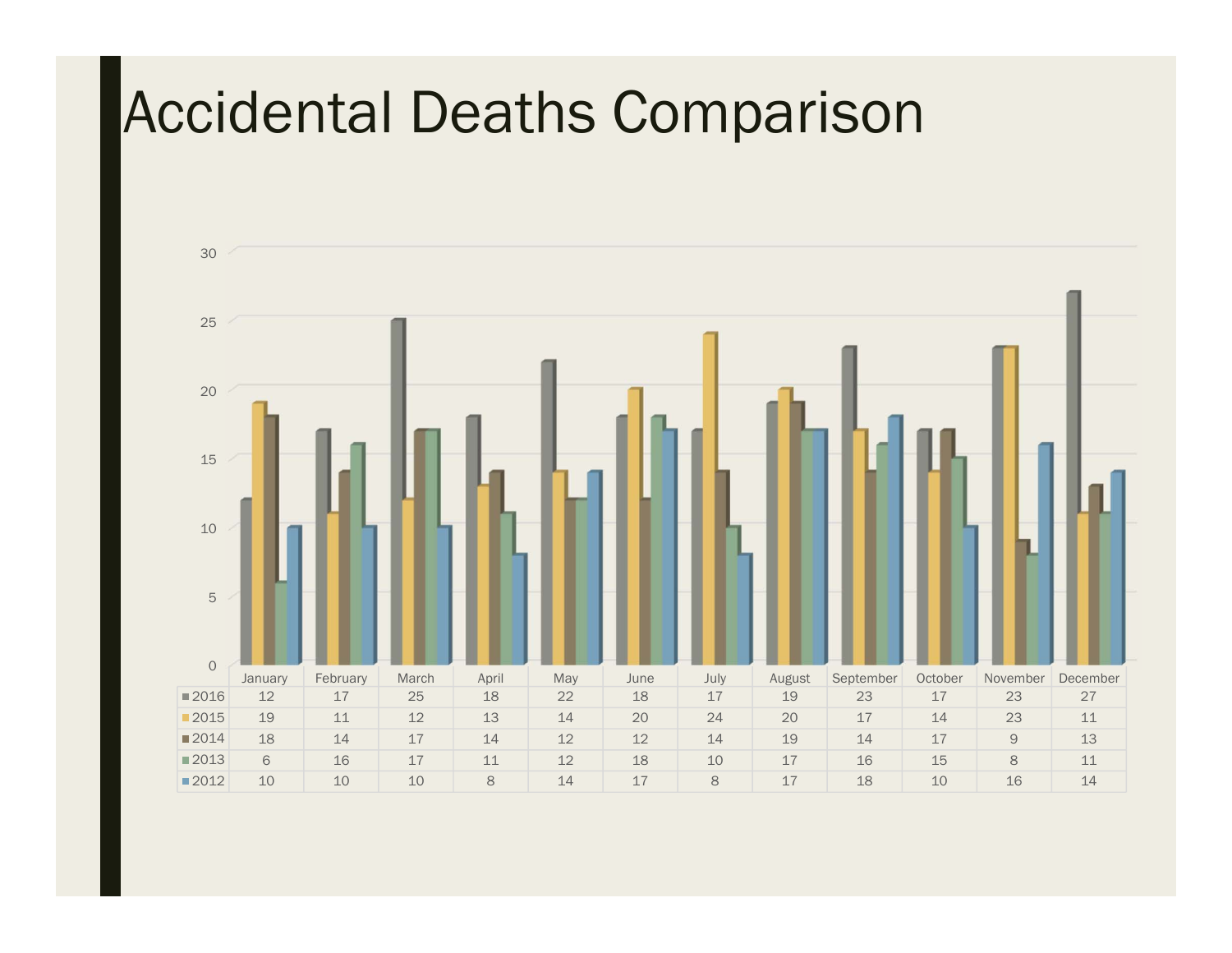# Accidental Deaths Comparison

| | January | February | March | April | May | June | July | August | September | October | November | December |
|---|---|---|---|---|---|---|---|---|---|---|---|---|
| 2016 | 12 | 17 | 25 | 18 | 22 | 18 | 17 | 19 | 23 | 17 | 23 | 27 |
| 2015 | 19 | 11 | 12 | 13 | 14 | 20 | 24 | 20 | 17 | 14 | 23 | 11 |
| 2014 | 18 | 14 | 17 | 14 | 12 | 12 | 14 | 19 | 14 | 17 | 9 | 13 |
| 2013 | 6 | 16 | 17 | 11 | 12 | 18 | 10 | 17 | 16 | 15 | 8 | 11 |
| 2012 | 10 | 10 | 10 | 8 | 14 | 17 | 8 | 17 | 18 | 10 | 16 | 14 |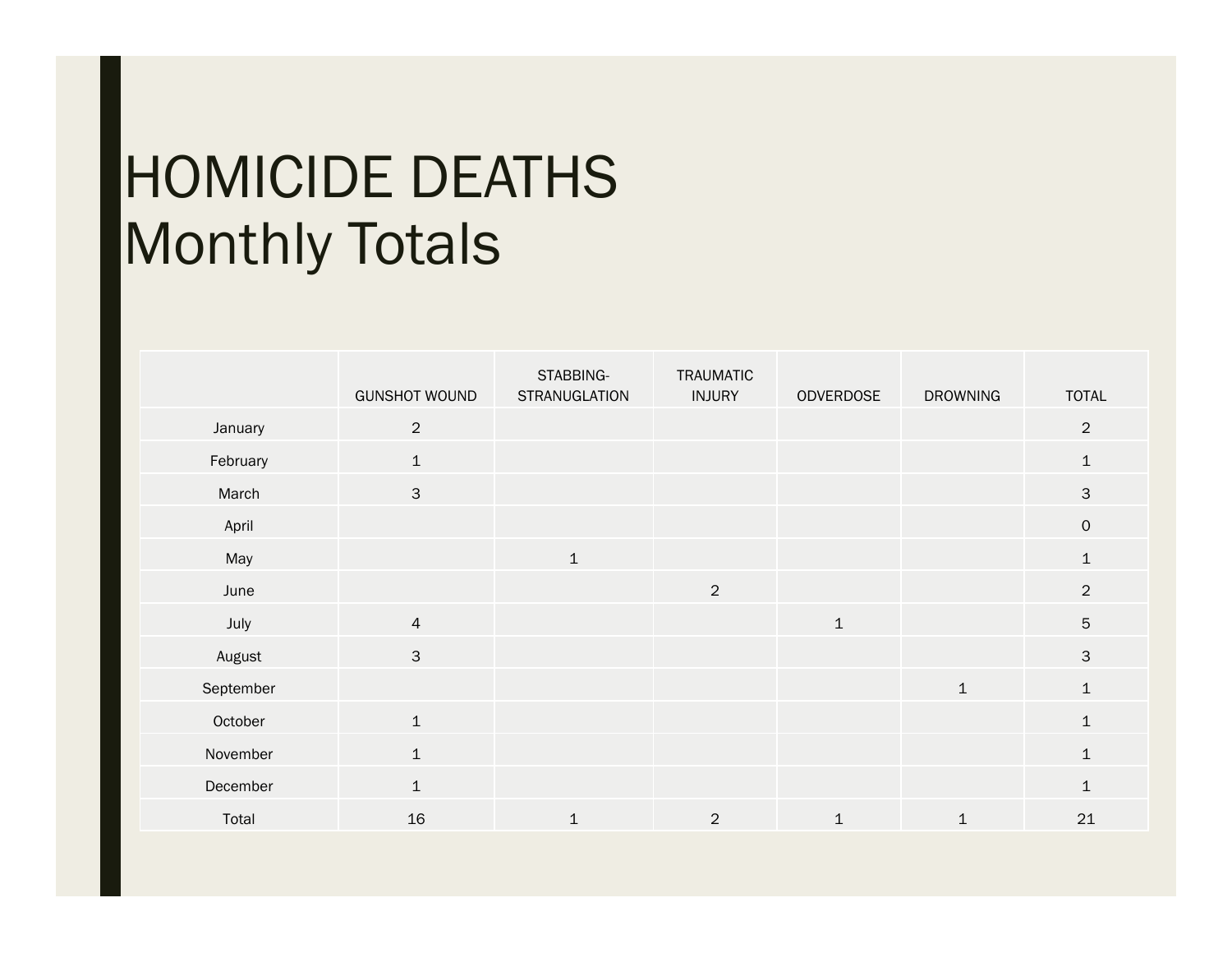# HOMICIDE DEATHS
## Monthly Totals

| | GUNSHOT WOUND | STABBING-STRANUGLATION | TRAUMATIC INJURY | ODVERDOSE | DROWNING | TOTAL |
|---|---|---|---|---|---|---|
| January | 2 | | | | | 2 |
| February | 1 | | | | | 1 |
| March | 3 | | | | | 3 |
| April | | | | | | 0 |
| May | | 1 | | | | 1 |
| June | | | 2 | | | 2 |
| July | 4 | | | 1 | | 5 |
| August | 3 | | | | | 3 |
| September | | | | | 1 | 1 |
| October | 1 | | | | | 1 |
| November | 1 | | | | | 1 |
| December | 1 | | | | | 1 |
| Total | 16 | 1 | 2 | 1 | 1 | 21 |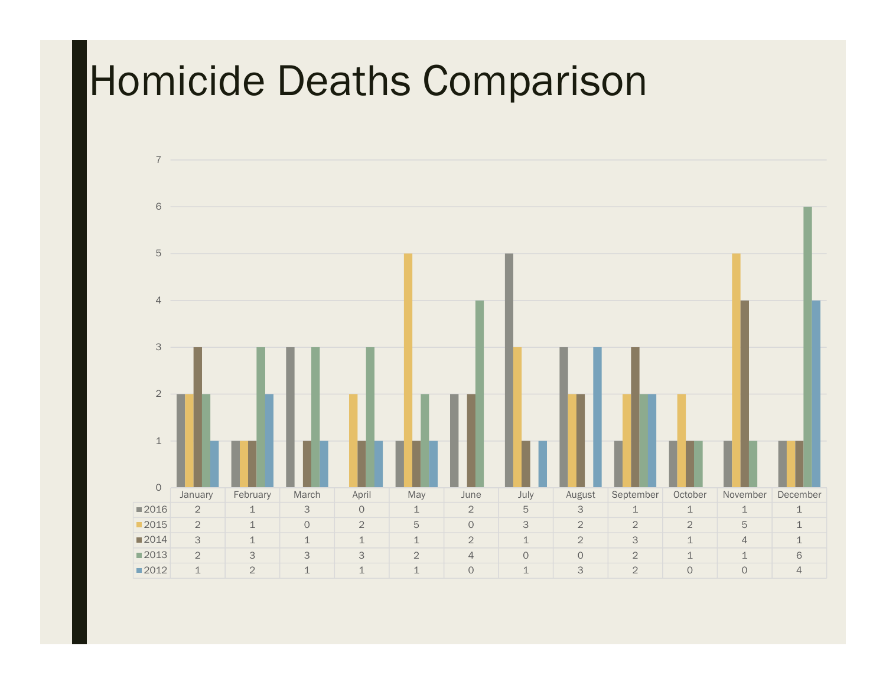# Homicide Deaths Comparison

| | January | February | March | April | May | June | July | August | September | October | November | December |
|---|---|---|---|---|---|---|---|---|---|---|---|---|
| 2016 | 2 | 1 | 3 | 0 | 1 | 2 | 5 | 3 | 1 | 1 | 1 | 1 |
| 2015 | 2 | 1 | 0 | 2 | 5 | 0 | 3 | 2 | 2 | 2 | 5 | 1 |
| 2014 | 3 | 1 | 1 | 1 | 1 | 2 | 1 | 2 | 3 | 1 | 4 | 1 |
| 2013 | 2 | 3 | 3 | 3 | 2 | 4 | 0 | 0 | 2 | 1 | 1 | 6 |
| 2012 | 1 | 2 | 1 | 1 | 1 | 0 | 1 | 3 | 2 | 0 | 0 | 4 |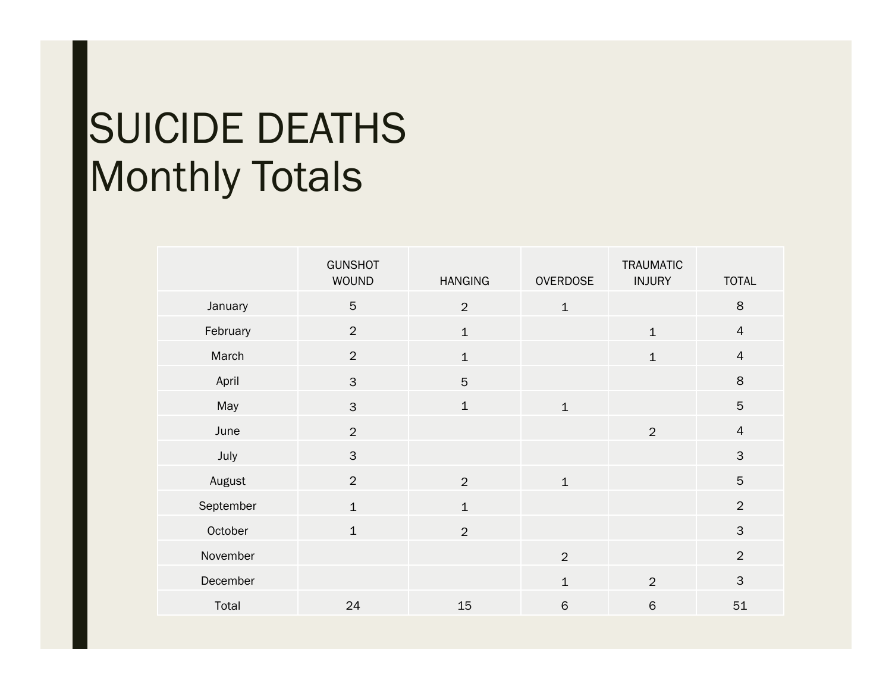# SUICIDE DEATHS
# Monthly Totals

| | GUNSHOT WOUND | HANGING | OVERDOSE | TRAUMATIC INJURY | TOTAL |
|---|---|---|---|---|---|
| January | 5 | 2 | 1 | | 8 |
| February | 2 | 1 | | 1 | 4 |
| March | 2 | 1 | | 1 | 4 |
| April | 3 | 5 | | | 8 |
| May | 3 | 1 | 1 | | 5 |
| June | 2 | | | 2 | 4 |
| July | 3 | | | | 3 |
| August | 2 | 2 | 1 | | 5 |
| September | 1 | 1 | | | 2 |
| October | 1 | 2 | | | 3 |
| November | | | 2 | | 2 |
| December | | | 1 | 2 | 3 |
| Total | 24 | 15 | 6 | 6 | 51 |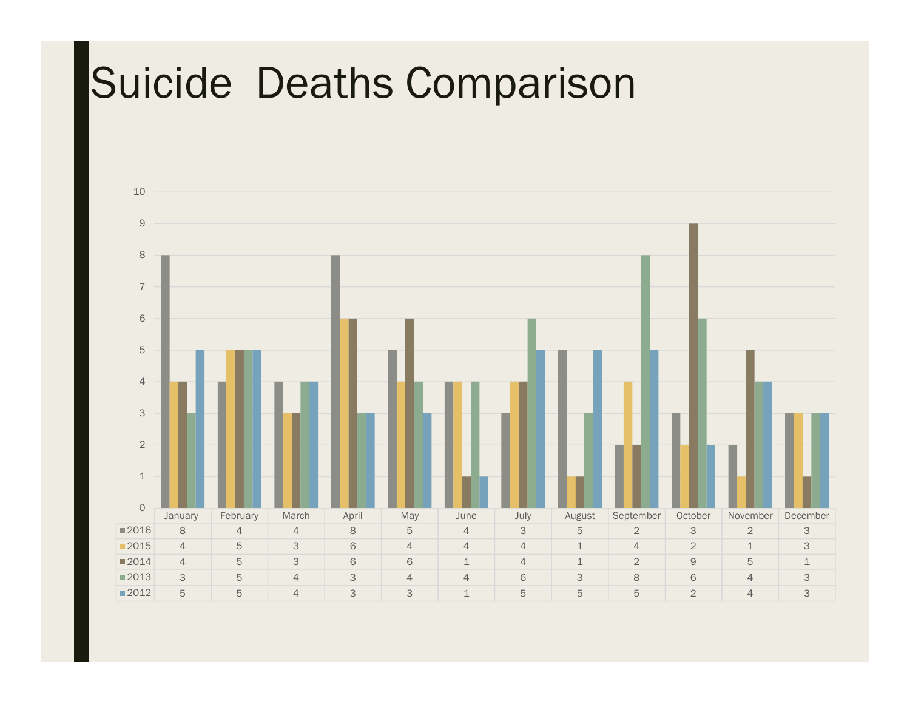# Suicide Deaths Comparison

| | January | February | March | April | May | June | July | August | September | October | November | December |
|---|---|---|---|---|---|---|---|---|---|---|---|---|
| 2016 | 8 | 4 | 4 | 8 | 5 | 4 | 3 | 5 | 2 | 3 | 2 | 3 |
| 2015 | 4 | 5 | 3 | 6 | 4 | 4 | 4 | 1 | 4 | 2 | 1 | 3 |
| 2014 | 4 | 5 | 3 | 6 | 6 | 1 | 4 | 1 | 2 | 9 | 5 | 1 |
| 2013 | 3 | 5 | 4 | 3 | 4 | 4 | 6 | 3 | 8 | 6 | 4 | 3 |
| 2012 | 5 | 5 | 4 | 3 | 3 | 1 | 5 | 5 | 5 | 2 | 4 | 3 |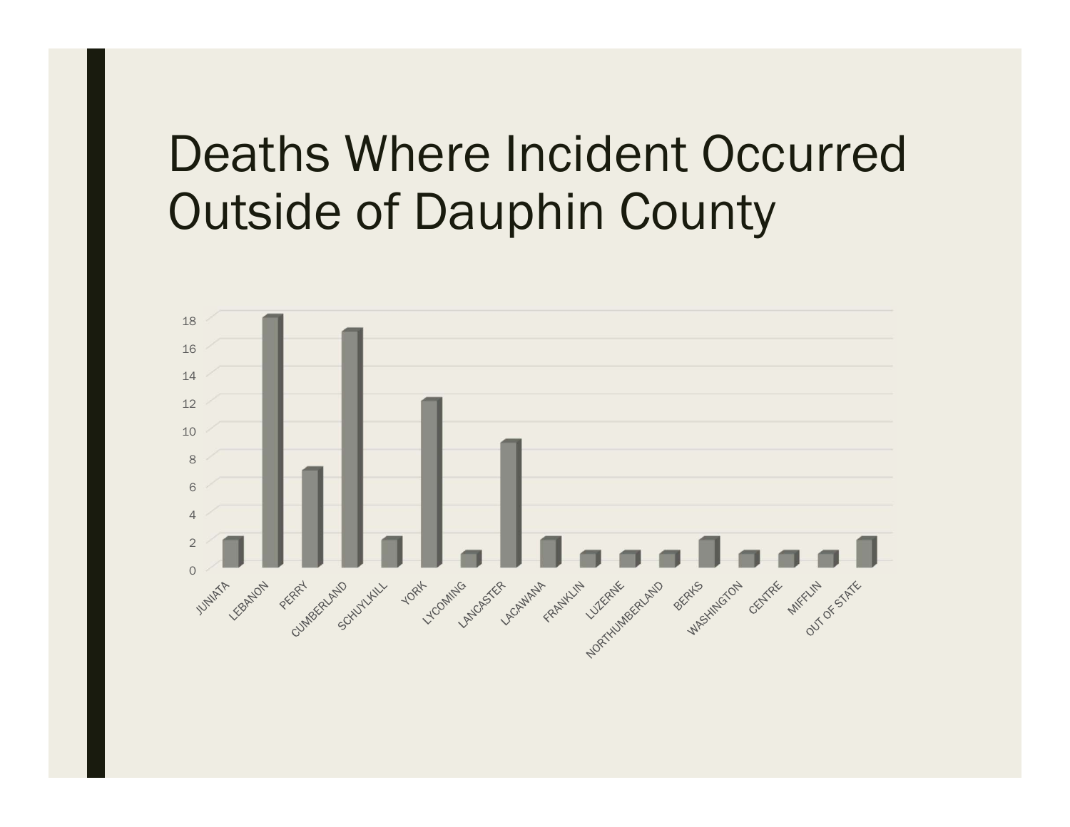# Deaths Where Incident Occurred Outside of Dauphin County

| County | Deaths |
|---|---|
| JUNIATA | 2 |
| LEBANON | 18 |
| PERRY | 7 |
| CUMBERLAND | 17 |
| SCHUYLKILL | 2 |
| YORK | 12 |
| LYCOMING | 1 |
| LANCASTER | 9 |
| LACAWANA | 2 |
| FRANKLIN | 1 |
| LUZERNE | 1 |
| NORTHUMBERLAND | 1 |
| BERKS | 2 |
| WASHINGTON | 1 |
| CENTRE | 1 |
| MIFFLIN | 1 |
| OUT OF STATE | 2 |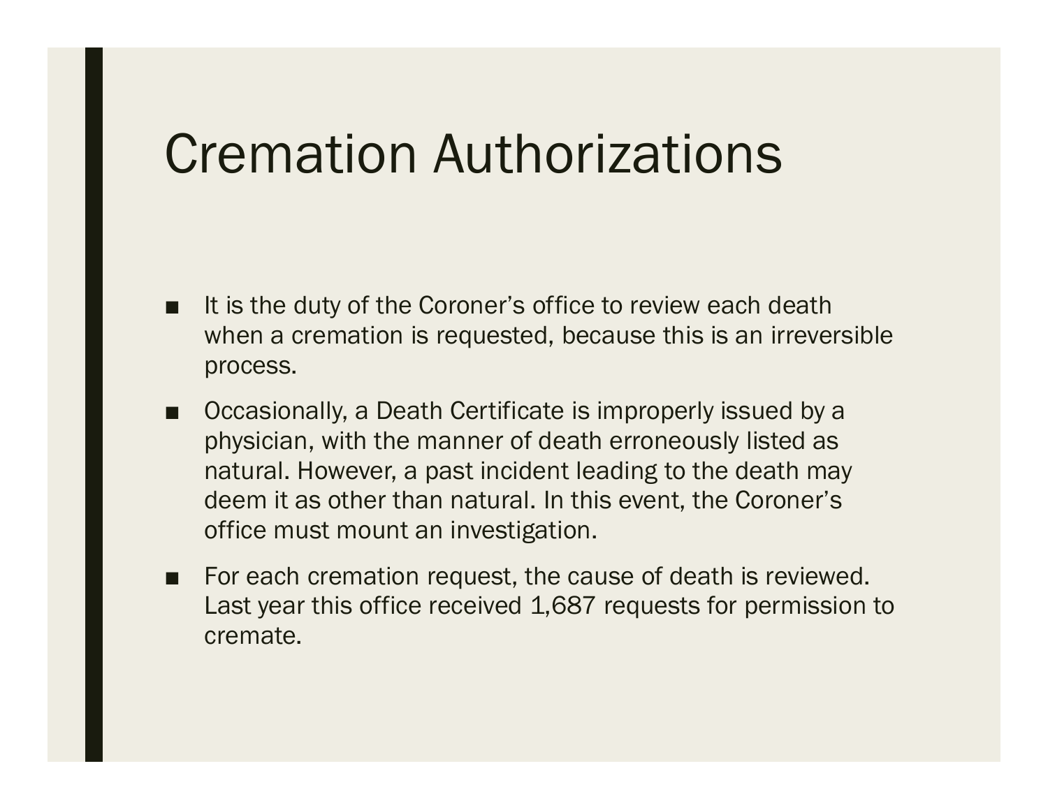# Cremation Authorizations

- It is the duty of the Coroner's office to review each death when a cremation is requested, because this is an irreversible process.
- Occasionally, a Death Certificate is improperly issued by a physician, with the manner of death erroneously listed as natural. However, a past incident leading to the death may deem it as other than natural. In this event, the Coroner's office must mount an investigation.
- For each cremation request, the cause of death is reviewed. Last year this office received 1,687 requests for permission to cremate.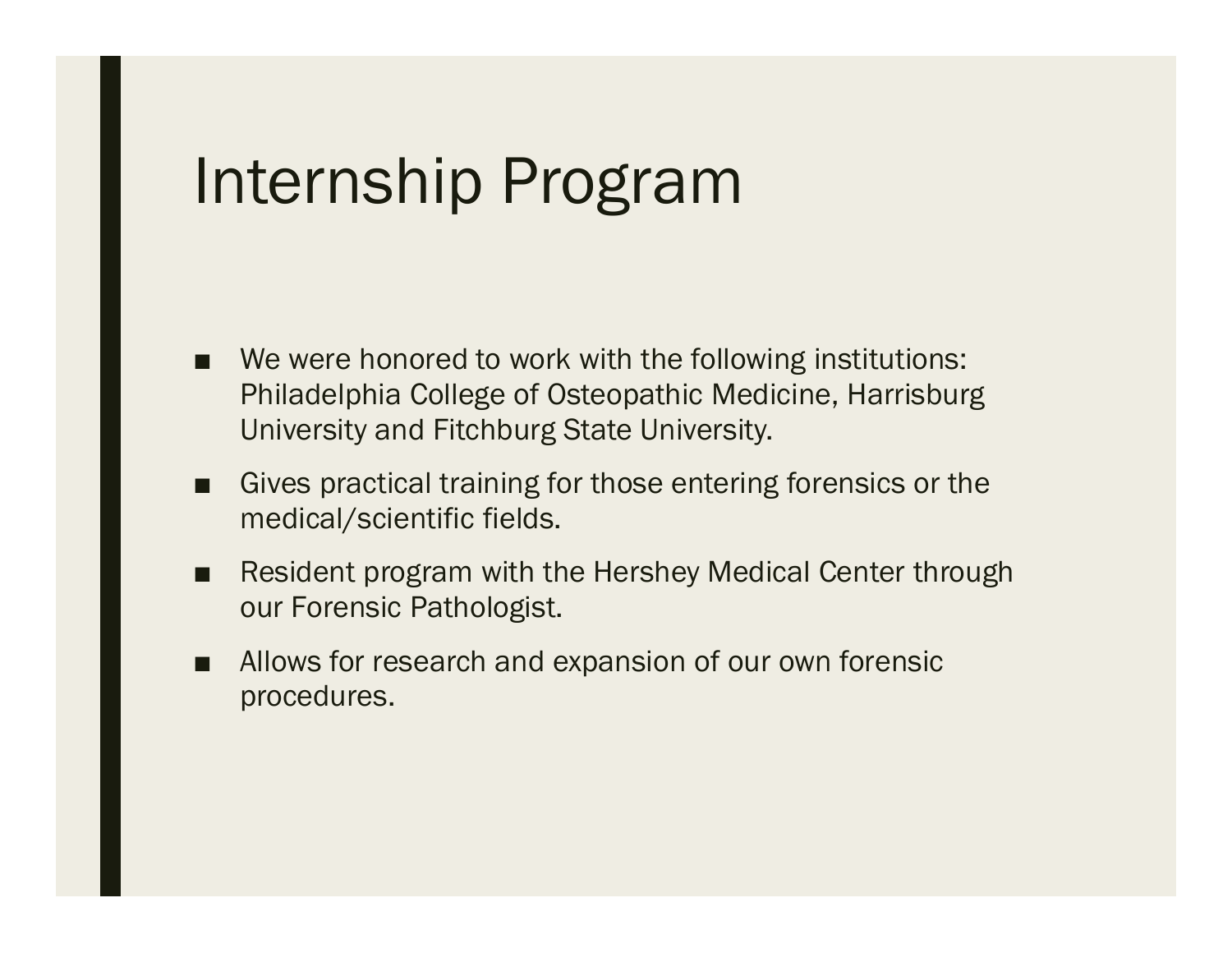# Internship Program

- We were honored to work with the following institutions: Philadelphia College of Osteopathic Medicine, Harrisburg University and Fitchburg State University.
- Gives practical training for those entering forensics or the medical/scientific fields.
- Resident program with the Hershey Medical Center through our Forensic Pathologist.
- Allows for research and expansion of our own forensic procedures.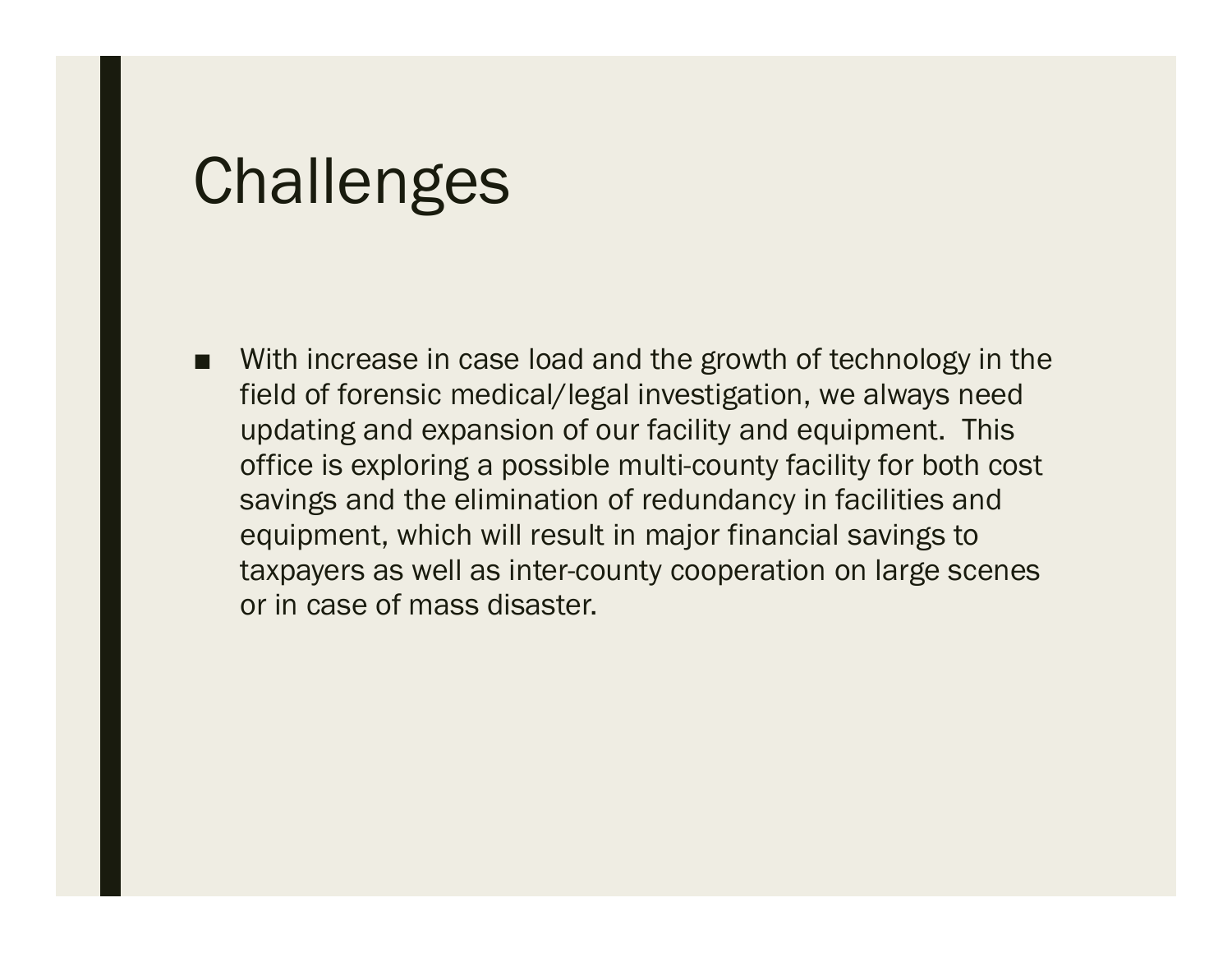# Challenges

- With increase in case load and the growth of technology in the field of forensic medical/legal investigation, we always need updating and expansion of our facility and equipment. This office is exploring a possible multi-county facility for both cost savings and the elimination of redundancy in facilities and equipment, which will result in major financial savings to taxpayers as well as inter-county cooperation on large scenes or in case of mass disaster.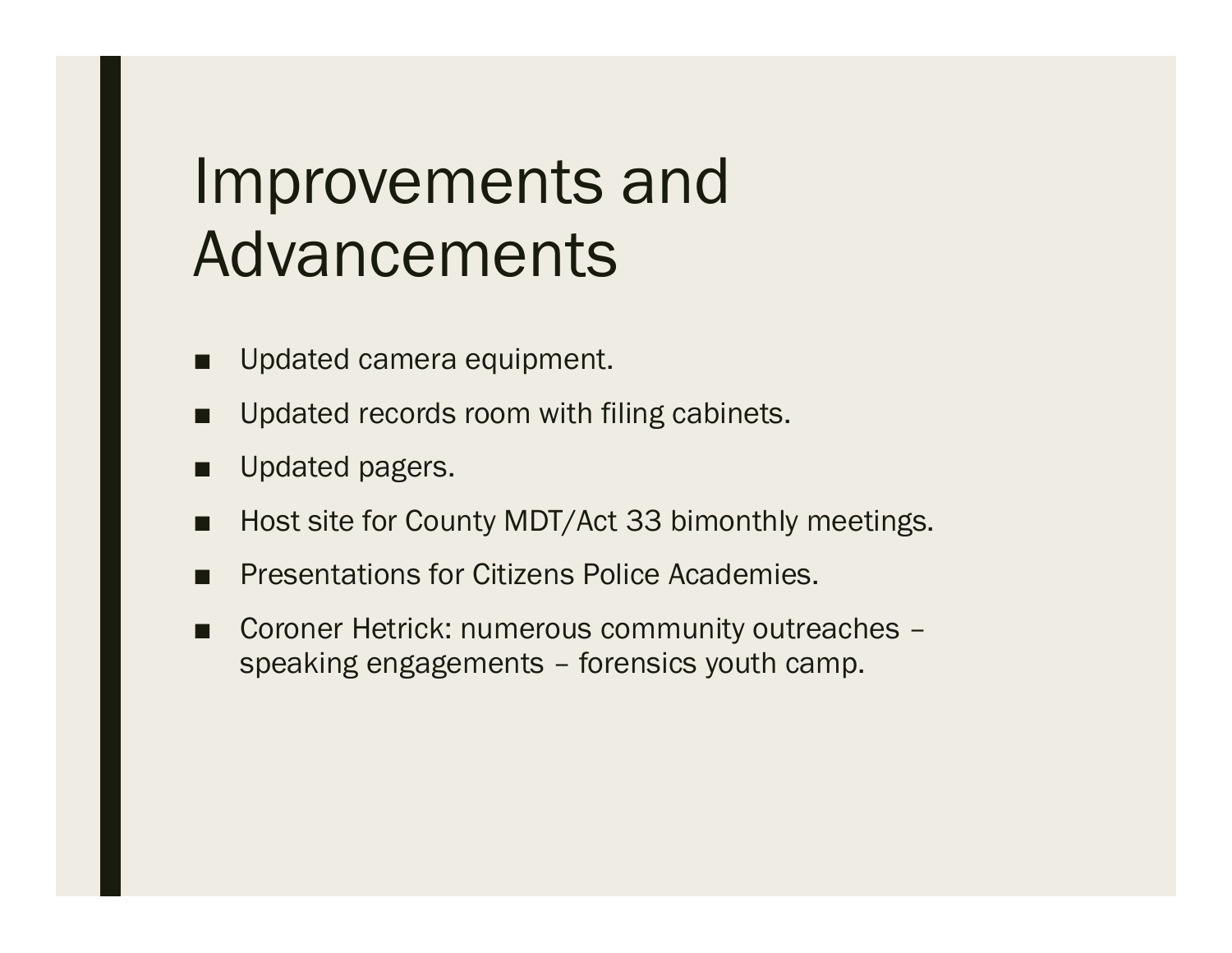# Improvements and Advancements

- Updated camera equipment.
- Updated records room with filing cabinets.
- Updated pagers.
- Host site for County MDT/Act 33 bimonthly meetings.
- Presentations for Citizens Police Academies.
- Coroner Hetrick: numerous community outreaches – speaking engagements – forensics youth camp.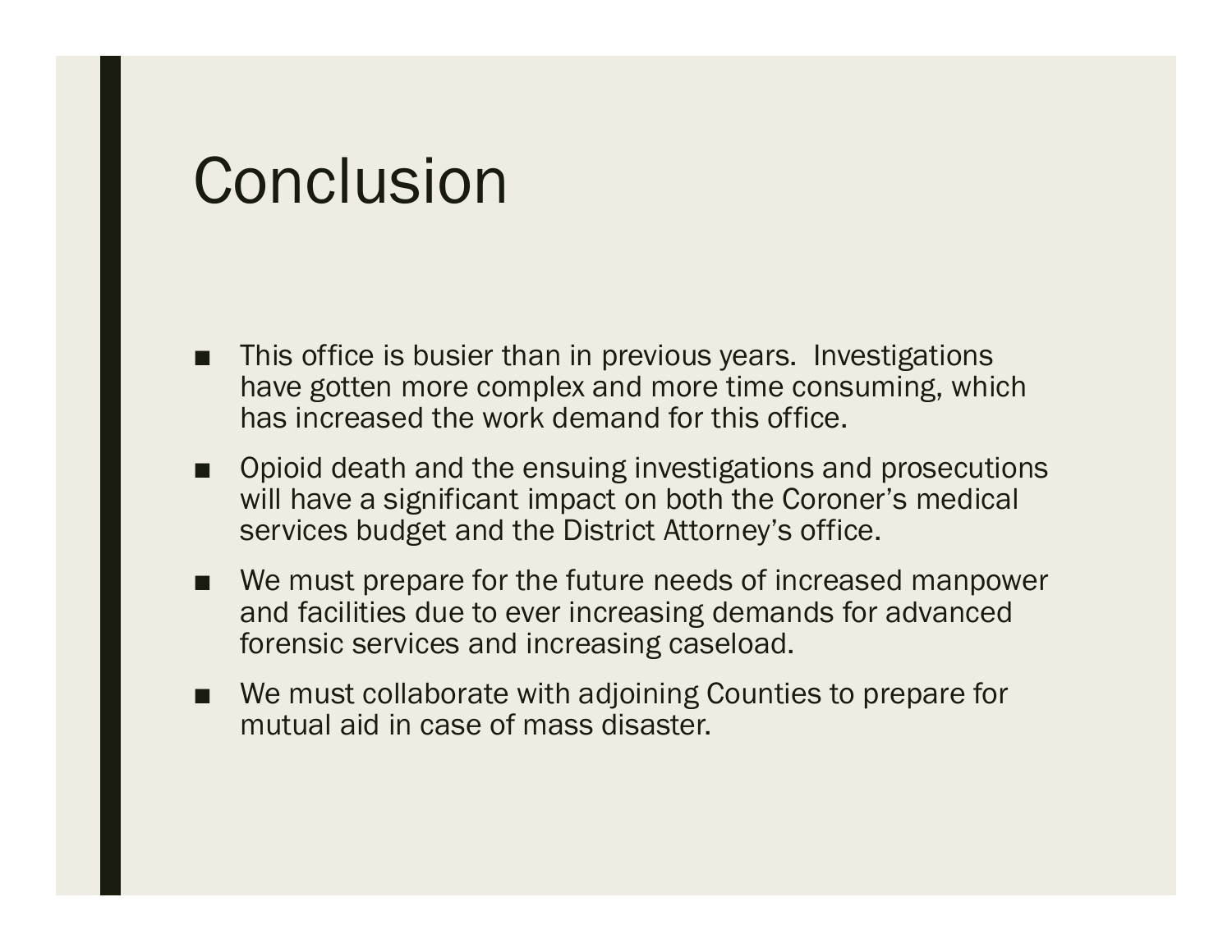# Conclusion

- This office is busier than in previous years.  Investigations have gotten more complex and more time consuming, which has increased the work demand for this office.
- Opioid death and the ensuing investigations and prosecutions will have a significant impact on both the Coroner's medical services budget and the District Attorney's office.
- We must prepare for the future needs of increased manpower and facilities due to ever increasing demands for advanced forensic services and increasing caseload.
- We must collaborate with adjoining Counties to prepare for mutual aid in case of mass disaster.